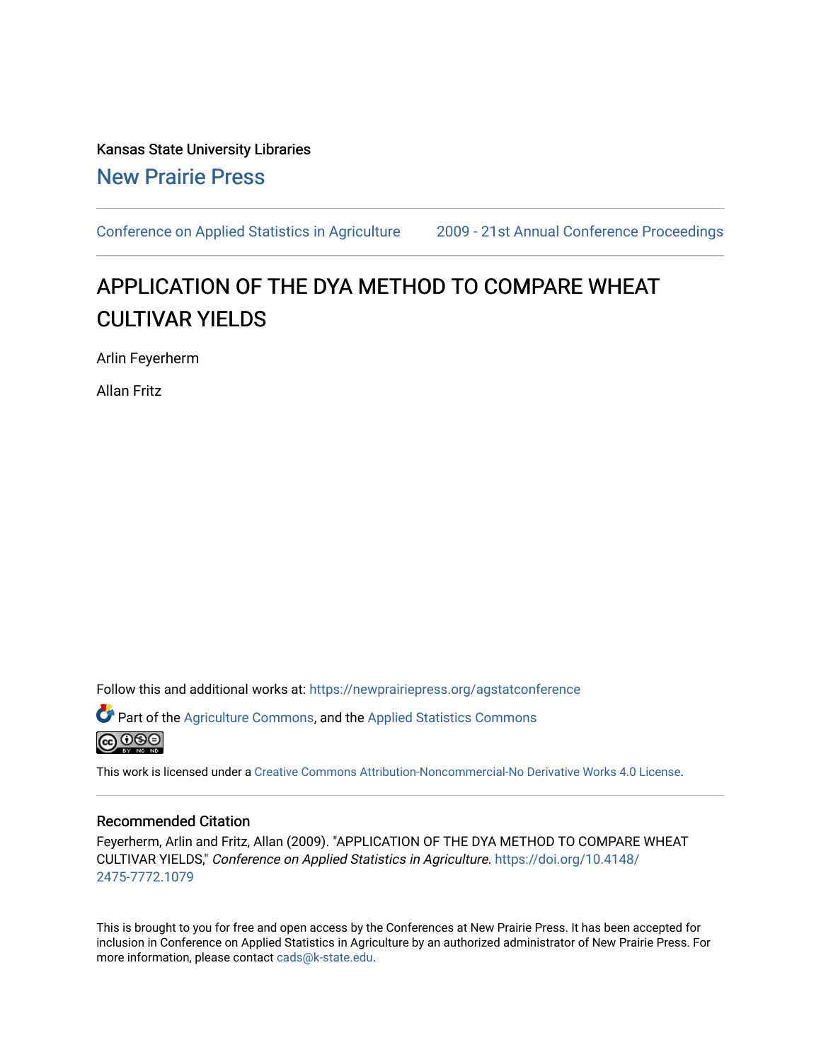Kansas State University Libraries

New Prairie Press

Conference on Applied Statistics in Agriculture | 2009 - 21st Annual Conference Proceedings

# APPLICATION OF THE DYA METHOD TO COMPARE WHEAT CULTIVAR YIELDS

Arlin Feyerherm

Allan Fritz

Follow this and additional works at: https://newprairiepress.org/agstatconference

Part of the Agriculture Commons, and the Applied Statistics Commons

This work is licensed under a Creative Commons Attribution-Noncommercial-No Derivative Works 4.0 License.

## Recommended Citation

Feyerherm, Arlin and Fritz, Allan (2009). "APPLICATION OF THE DYA METHOD TO COMPARE WHEAT CULTIVAR YIELDS," *Conference on Applied Statistics in Agriculture*. https://doi.org/10.4148/2475-7772.1079

This is brought to you for free and open access by the Conferences at New Prairie Press. It has been accepted for inclusion in Conference on Applied Statistics in Agriculture by an authorized administrator of New Prairie Press. For more information, please contact cads@k-state.edu.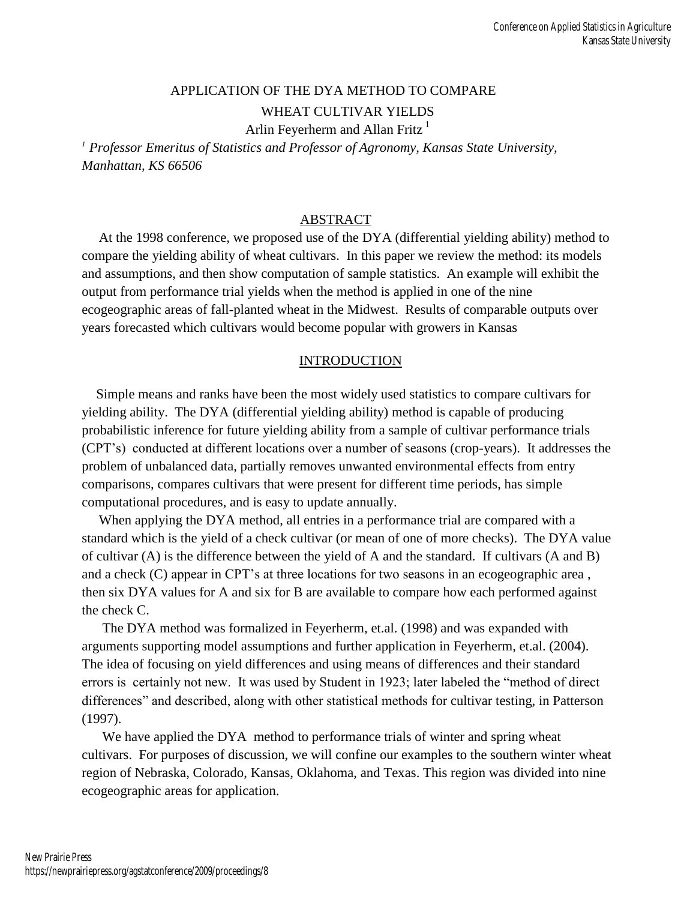# APPLICATION OF THE DYA METHOD TO COMPARE WHEAT CULTIVAR YIELDS

Arlin Feyerherm and Allan Fritz [1]

[1] *Professor Emeritus of Statistics and Professor of Agronomy, Kansas State University, Manhattan, KS 66506*

## ABSTRACT

At the 1998 conference, we proposed use of the DYA (differential yielding ability) method to compare the yielding ability of wheat cultivars. In this paper we review the method: its models and assumptions, and then show computation of sample statistics. An example will exhibit the output from performance trial yields when the method is applied in one of the nine ecogeographic areas of fall-planted wheat in the Midwest. Results of comparable outputs over years forecasted which cultivars would become popular with growers in Kansas

## INTRODUCTION

Simple means and ranks have been the most widely used statistics to compare cultivars for yielding ability. The DYA (differential yielding ability) method is capable of producing probabilistic inference for future yielding ability from a sample of cultivar performance trials (CPT's) conducted at different locations over a number of seasons (crop-years). It addresses the problem of unbalanced data, partially removes unwanted environmental effects from entry comparisons, compares cultivars that were present for different time periods, has simple computational procedures, and is easy to update annually.

When applying the DYA method, all entries in a performance trial are compared with a standard which is the yield of a check cultivar (or mean of one of more checks). The DYA value of cultivar (A) is the difference between the yield of A and the standard. If cultivars (A and B) and a check (C) appear in CPT's at three locations for two seasons in an ecogeographic area , then six DYA values for A and six for B are available to compare how each performed against the check C.

The DYA method was formalized in Feyerherm, et.al. (1998) and was expanded with arguments supporting model assumptions and further application in Feyerherm, et.al. (2004). The idea of focusing on yield differences and using means of differences and their standard errors is certainly not new. It was used by Student in 1923; later labeled the "method of direct differences" and described, along with other statistical methods for cultivar testing, in Patterson (1997).

We have applied the DYA method to performance trials of winter and spring wheat cultivars. For purposes of discussion, we will confine our examples to the southern winter wheat region of Nebraska, Colorado, Kansas, Oklahoma, and Texas. This region was divided into nine ecogeographic areas for application.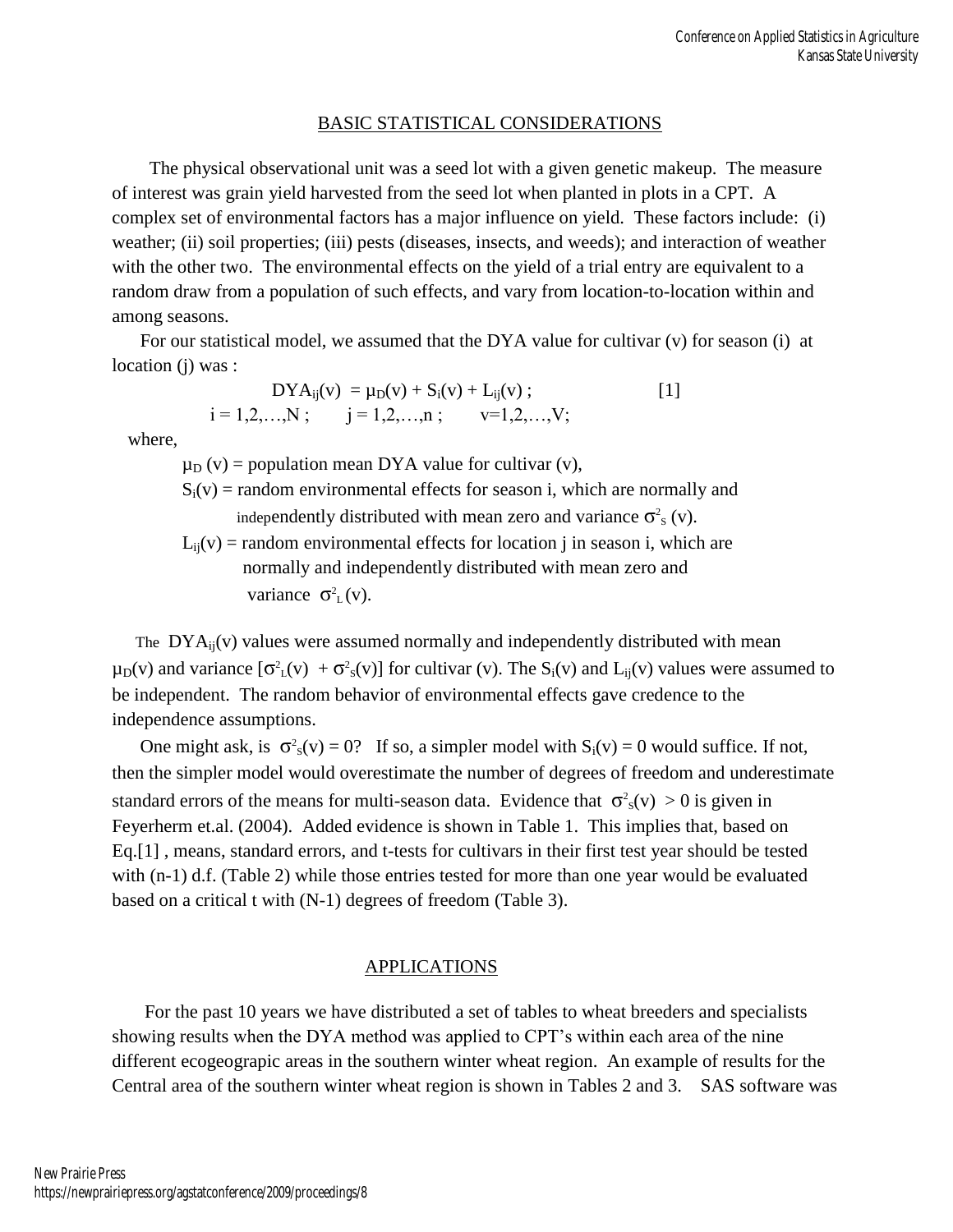## BASIC STATISTICAL CONSIDERATIONS

The physical observational unit was a seed lot with a given genetic makeup. The measure of interest was grain yield harvested from the seed lot when planted in plots in a CPT. A complex set of environmental factors has a major influence on yield. These factors include: (i) weather; (ii) soil properties; (iii) pests (diseases, insects, and weeds); and interaction of weather with the other two. The environmental effects on the yield of a trial entry are equivalent to a random draw from a population of such effects, and vary from location-to-location within and among seasons.

For our statistical model, we assumed that the DYA value for cultivar (v) for season (i) at location (j) was :

$$DYA_{ij}(v) = \mu_D(v) + S_i(v) + L_{ij}(v) \; ; \qquad [1]$$

$$i = 1,2,\ldots,N \; ; \quad j = 1,2,\ldots,n \; ; \quad v=1,2,\ldots,V;$$

where,

$\mu_D(v)$ = population mean DYA value for cultivar (v),

$S_i(v)$ = random environmental effects for season i, which are normally and independently distributed with mean zero and variance $\sigma^2_S(v)$.

$L_{ij}(v)$ = random environmental effects for location j in season i, which are normally and independently distributed with mean zero and variance $\sigma^2_L(v)$.

The $DYA_{ij}(v)$ values were assumed normally and independently distributed with mean $\mu_D(v)$ and variance $[\sigma^2_L(v) + \sigma^2_S(v)]$ for cultivar (v). The $S_i(v)$ and $L_{ij}(v)$ values were assumed to be independent. The random behavior of environmental effects gave credence to the independence assumptions.

One might ask, is $\sigma^2_S(v) = 0$? If so, a simpler model with $S_i(v) = 0$ would suffice. If not, then the simpler model would overestimate the number of degrees of freedom and underestimate standard errors of the means for multi-season data. Evidence that $\sigma^2_S(v) > 0$ is given in Feyerherm et.al. (2004). Added evidence is shown in Table 1. This implies that, based on Eq.[1] , means, standard errors, and t-tests for cultivars in their first test year should be tested with (n-1) d.f. (Table 2) while those entries tested for more than one year would be evaluated based on a critical t with (N-1) degrees of freedom (Table 3).

## APPLICATIONS

For the past 10 years we have distributed a set of tables to wheat breeders and specialists showing results when the DYA method was applied to CPT's within each area of the nine different ecogeograpic areas in the southern winter wheat region. An example of results for the Central area of the southern winter wheat region is shown in Tables 2 and 3. SAS software was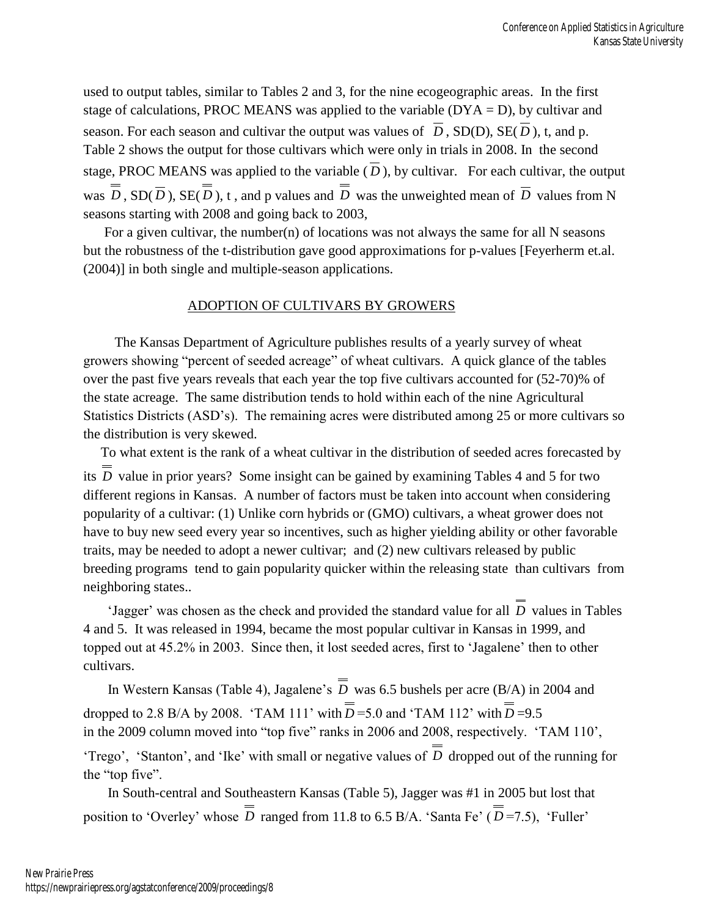used to output tables, similar to Tables 2 and 3, for the nine ecogeographic areas. In the first stage of calculations, PROC MEANS was applied to the variable (DYA = D), by cultivar and season. For each season and cultivar the output was values of $\overline{D}$, SD(D), SE($\overline{D}$), t, and p. Table 2 shows the output for those cultivars which were only in trials in 2008. In the second stage, PROC MEANS was applied to the variable ($\overline{D}$), by cultivar. For each cultivar, the output was $\overline{\overline{D}}$, SD($\overline{D}$), SE($\overline{\overline{D}}$), t, and p values and $\overline{\overline{D}}$ was the unweighted mean of $\overline{D}$ values from N seasons starting with 2008 and going back to 2003,

For a given cultivar, the number(n) of locations was not always the same for all N seasons but the robustness of the t-distribution gave good approximations for p-values [Feyerherm et.al. (2004)] in both single and multiple-season applications.

## ADOPTION OF CULTIVARS BY GROWERS

The Kansas Department of Agriculture publishes results of a yearly survey of wheat growers showing "percent of seeded acreage" of wheat cultivars. A quick glance of the tables over the past five years reveals that each year the top five cultivars accounted for (52-70)% of the state acreage. The same distribution tends to hold within each of the nine Agricultural Statistics Districts (ASD's). The remaining acres were distributed among 25 or more cultivars so the distribution is very skewed.

To what extent is the rank of a wheat cultivar in the distribution of seeded acres forecasted by its $\overline{\overline{D}}$ value in prior years? Some insight can be gained by examining Tables 4 and 5 for two different regions in Kansas. A number of factors must be taken into account when considering popularity of a cultivar: (1) Unlike corn hybrids or (GMO) cultivars, a wheat grower does not have to buy new seed every year so incentives, such as higher yielding ability or other favorable traits, may be needed to adopt a newer cultivar; and (2) new cultivars released by public breeding programs tend to gain popularity quicker within the releasing state than cultivars from neighboring states..

'Jagger' was chosen as the check and provided the standard value for all $\overline{\overline{D}}$ values in Tables 4 and 5. It was released in 1994, became the most popular cultivar in Kansas in 1999, and topped out at 45.2% in 2003. Since then, it lost seeded acres, first to 'Jagalene' then to other cultivars.

In Western Kansas (Table 4), Jagalene's $\overline{\overline{D}}$ was 6.5 bushels per acre (B/A) in 2004 and dropped to 2.8 B/A by 2008. 'TAM 111' with $\overline{\overline{D}}$=5.0 and 'TAM 112' with $\overline{\overline{D}}$=9.5 in the 2009 column moved into "top five" ranks in 2006 and 2008, respectively. 'TAM 110', 'Trego', 'Stanton', and 'Ike' with small or negative values of $\overline{\overline{D}}$ dropped out of the running for the "top five".

In South-central and Southeastern Kansas (Table 5), Jagger was #1 in 2005 but lost that position to 'Overley' whose $\overline{\overline{D}}$ ranged from 11.8 to 6.5 B/A. 'Santa Fe' ($\overline{\overline{D}}$=7.5), 'Fuller'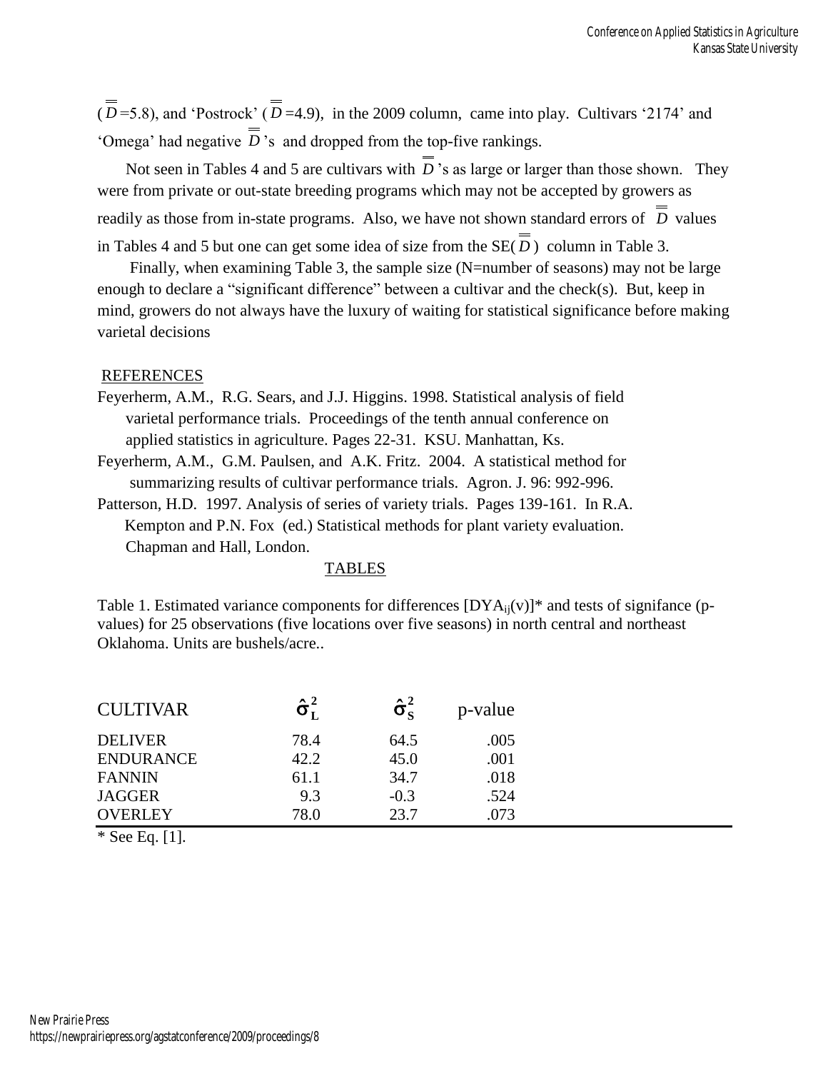($\overline{\overline{D}}$=5.8), and 'Postrock' ($\overline{\overline{D}}$=4.9), in the 2009 column, came into play. Cultivars '2174' and 'Omega' had negative $\overline{\overline{D}}$'s and dropped from the top-five rankings.

Not seen in Tables 4 and 5 are cultivars with $\overline{\overline{D}}$'s as large or larger than those shown. They were from private or out-state breeding programs which may not be accepted by growers as readily as those from in-state programs. Also, we have not shown standard errors of $\overline{\overline{D}}$ values in Tables 4 and 5 but one can get some idea of size from the SE($\overline{\overline{D}}$) column in Table 3.

Finally, when examining Table 3, the sample size (N=number of seasons) may not be large enough to declare a "significant difference" between a cultivar and the check(s). But, keep in mind, growers do not always have the luxury of waiting for statistical significance before making varietal decisions

## REFERENCES

Feyerherm, A.M., R.G. Sears, and J.J. Higgins. 1998. Statistical analysis of field varietal performance trials. Proceedings of the tenth annual conference on applied statistics in agriculture. Pages 22-31. KSU. Manhattan, Ks.

Feyerherm, A.M., G.M. Paulsen, and A.K. Fritz. 2004. A statistical method for summarizing results of cultivar performance trials. Agron. J. 96: 992-996.

Patterson, H.D. 1997. Analysis of series of variety trials. Pages 139-161. In R.A. Kempton and P.N. Fox (ed.) Statistical methods for plant variety evaluation. Chapman and Hall, London.

## TABLES

Table 1. Estimated variance components for differences [$DYA_{ij}(v)$]* and tests of signifance (p-values) for 25 observations (five locations over five seasons) in north central and northeast Oklahoma. Units are bushels/acre..

| CULTIVAR | $\hat{\sigma}_L^2$ | $\hat{\sigma}_S^2$ | p-value |
|---|---|---|---|
| DELIVER | 78.4 | 64.5 | .005 |
| ENDURANCE | 42.2 | 45.0 | .001 |
| FANNIN | 61.1 | 34.7 | .018 |
| JAGGER | 9.3 | -0.3 | .524 |
| OVERLEY | 78.0 | 23.7 | .073 |

* See Eq. [1].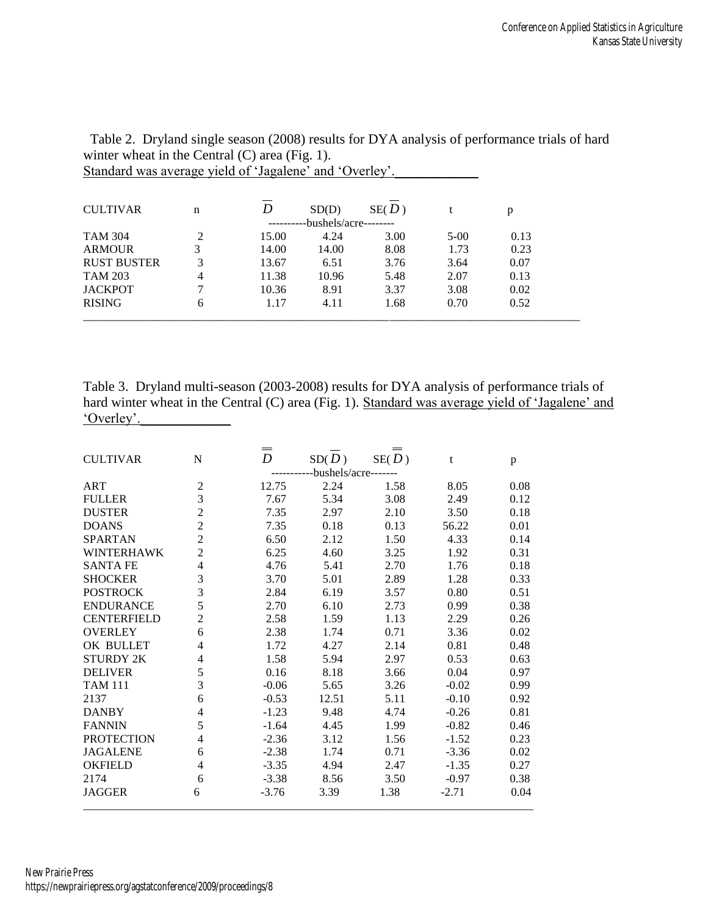Table 2. Dryland single season (2008) results for DYA analysis of performance trials of hard winter wheat in the Central (C) area (Fig. 1).
Standard was average yield of 'Jagalene' and 'Overley'.

| CULTIVAR | n | $\overline{D}$ | SD(D) | SE($\overline{D}$) | t | p |
|---|---|---|---|---|---|---|
| | | ----------bushels/acre-------- | | | | |
| TAM 304 | 2 | 15.00 | 4.24 | 3.00 | 5-00 | 0.13 |
| ARMOUR | 3 | 14.00 | 14.00 | 8.08 | 1.73 | 0.23 |
| RUST BUSTER | 3 | 13.67 | 6.51 | 3.76 | 3.64 | 0.07 |
| TAM 203 | 4 | 11.38 | 10.96 | 5.48 | 2.07 | 0.13 |
| JACKPOT | 7 | 10.36 | 8.91 | 3.37 | 3.08 | 0.02 |
| RISING | 6 | 1.17 | 4.11 | 1.68 | 0.70 | 0.52 |

Table 3. Dryland multi-season (2003-2008) results for DYA analysis of performance trials of hard winter wheat in the Central (C) area (Fig. 1). Standard was average yield of 'Jagalene' and 'Overley'.

| CULTIVAR | N | $\overline{\overline{D}}$ | SD($\overline{D}$) | SE($\overline{\overline{D}}$) | t | p |
|---|---|---|---|---|---|---|
| | | -----------bushels/acre------- | | | | |
| ART | 2 | 12.75 | 2.24 | 1.58 | 8.05 | 0.08 |
| FULLER | 3 | 7.67 | 5.34 | 3.08 | 2.49 | 0.12 |
| DUSTER | 2 | 7.35 | 2.97 | 2.10 | 3.50 | 0.18 |
| DOANS | 2 | 7.35 | 0.18 | 0.13 | 56.22 | 0.01 |
| SPARTAN | 2 | 6.50 | 2.12 | 1.50 | 4.33 | 0.14 |
| WINTERHAWK | 2 | 6.25 | 4.60 | 3.25 | 1.92 | 0.31 |
| SANTA FE | 4 | 4.76 | 5.41 | 2.70 | 1.76 | 0.18 |
| SHOCKER | 3 | 3.70 | 5.01 | 2.89 | 1.28 | 0.33 |
| POSTROCK | 3 | 2.84 | 6.19 | 3.57 | 0.80 | 0.51 |
| ENDURANCE | 5 | 2.70 | 6.10 | 2.73 | 0.99 | 0.38 |
| CENTERFIELD | 2 | 2.58 | 1.59 | 1.13 | 2.29 | 0.26 |
| OVERLEY | 6 | 2.38 | 1.74 | 0.71 | 3.36 | 0.02 |
| OK BULLET | 4 | 1.72 | 4.27 | 2.14 | 0.81 | 0.48 |
| STURDY 2K | 4 | 1.58 | 5.94 | 2.97 | 0.53 | 0.63 |
| DELIVER | 5 | 0.16 | 8.18 | 3.66 | 0.04 | 0.97 |
| TAM 111 | 3 | -0.06 | 5.65 | 3.26 | -0.02 | 0.99 |
| 2137 | 6 | -0.53 | 12.51 | 5.11 | -0.10 | 0.92 |
| DANBY | 4 | -1.23 | 9.48 | 4.74 | -0.26 | 0.81 |
| FANNIN | 5 | -1.64 | 4.45 | 1.99 | -0.82 | 0.46 |
| PROTECTION | 4 | -2.36 | 3.12 | 1.56 | -1.52 | 0.23 |
| JAGALENE | 6 | -2.38 | 1.74 | 0.71 | -3.36 | 0.02 |
| OKFIELD | 4 | -3.35 | 4.94 | 2.47 | -1.35 | 0.27 |
| 2174 | 6 | -3.38 | 8.56 | 3.50 | -0.97 | 0.38 |
| JAGGER | 6 | -3.76 | 3.39 | 1.38 | -2.71 | 0.04 |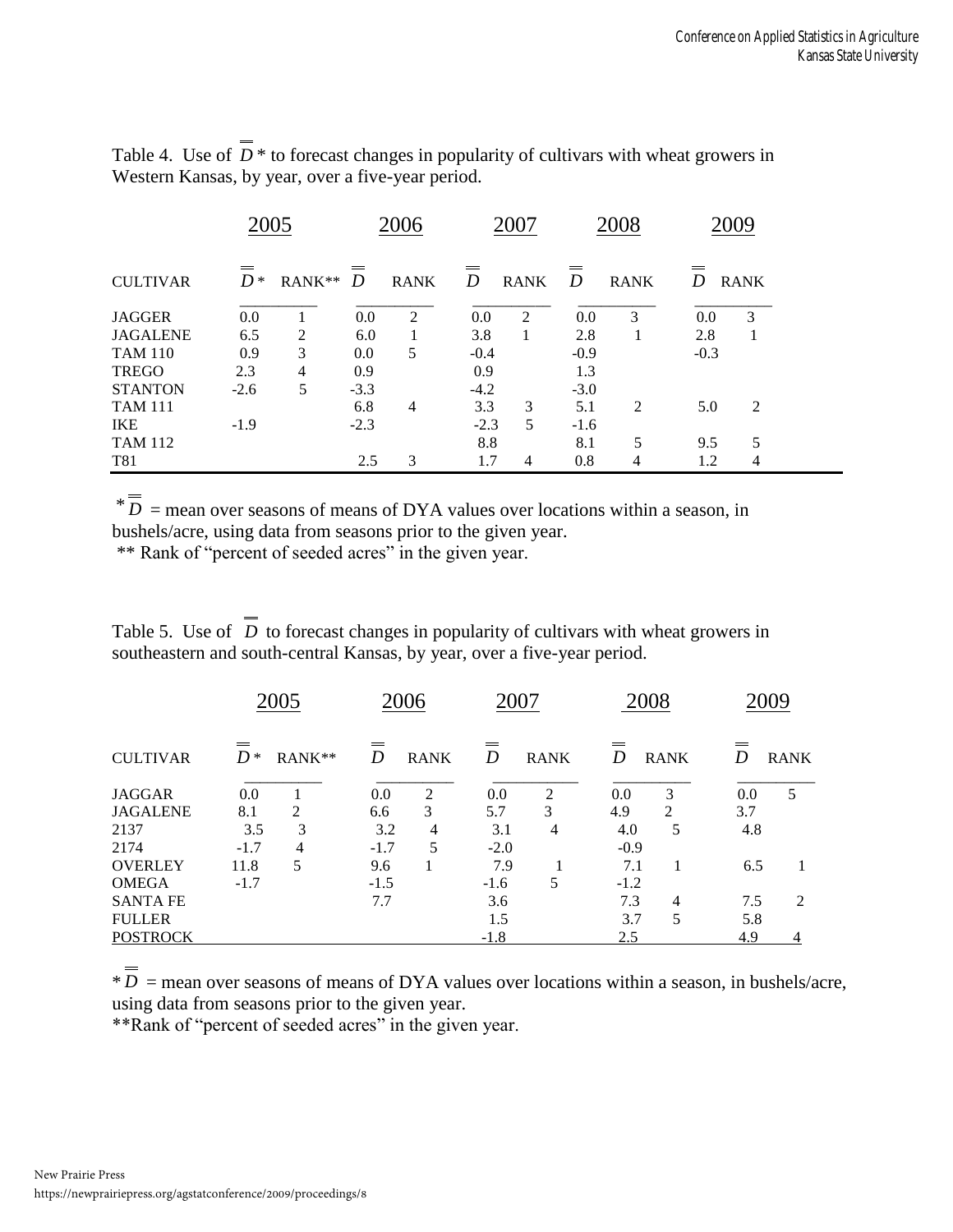Table 4. Use of $\overline{\overline{D}}$* to forecast changes in popularity of cultivars with wheat growers in Western Kansas, by year, over a five-year period.

| | 2005 | | 2006 | | 2007 | | 2008 | | 2009 | |
|---|---|---|---|---|---|---|---|---|---|---|
| CULTIVAR | $\overline{\overline{D}}$* | RANK** | $\overline{\overline{D}}$ | RANK | $\overline{\overline{D}}$ | RANK | $\overline{\overline{D}}$ | RANK | $\overline{\overline{D}}$ | RANK |
| JAGGER | 0.0 | 1 | 0.0 | 2 | 0.0 | 2 | 0.0 | 3 | 0.0 | 3 |
| JAGALENE | 6.5 | 2 | 6.0 | 1 | 3.8 | 1 | 2.8 | 1 | 2.8 | 1 |
| TAM 110 | 0.9 | 3 | 0.0 | 5 | -0.4 | | -0.9 | | -0.3 | |
| TREGO | 2.3 | 4 | 0.9 | | 0.9 | | 1.3 | | | |
| STANTON | -2.6 | 5 | -3.3 | | -4.2 | | -3.0 | | | |
| TAM 111 | | | 6.8 | 4 | 3.3 | 3 | 5.1 | 2 | 5.0 | 2 |
| IKE | -1.9 | | -2.3 | | -2.3 | 5 | -1.6 | | | |
| TAM 112 | | | | | 8.8 | | 8.1 | 5 | 9.5 | 5 |
| T81 | | | 2.5 | 3 | 1.7 | 4 | 0.8 | 4 | 1.2 | 4 |

\* $\overline{\overline{D}}$ = mean over seasons of means of DYA values over locations within a season, in bushels/acre, using data from seasons prior to the given year.
** Rank of "percent of seeded acres" in the given year.

Table 5. Use of $\overline{\overline{D}}$ to forecast changes in popularity of cultivars with wheat growers in southeastern and south-central Kansas, by year, over a five-year period.

| | 2005 | | 2006 | | 2007 | | 2008 | | 2009 | |
|---|---|---|---|---|---|---|---|---|---|---|
| CULTIVAR | $\overline{\overline{D}}$* | RANK** | $\overline{\overline{D}}$ | RANK | $\overline{\overline{D}}$ | RANK | $\overline{\overline{D}}$ | RANK | $\overline{\overline{D}}$ | RANK |
| JAGGAR | 0.0 | 1 | 0.0 | 2 | 0.0 | 2 | 0.0 | 3 | 0.0 | 5 |
| JAGALENE | 8.1 | 2 | 6.6 | 3 | 5.7 | 3 | 4.9 | 2 | 3.7 | |
| 2137 | 3.5 | 3 | 3.2 | 4 | 3.1 | 4 | 4.0 | 5 | 4.8 | |
| 2174 | -1.7 | 4 | -1.7 | 5 | -2.0 | | -0.9 | | | |
| OVERLEY | 11.8 | 5 | 9.6 | 1 | 7.9 | 1 | 7.1 | 1 | 6.5 | 1 |
| OMEGA | -1.7 | | -1.5 | | -1.6 | 5 | -1.2 | | | |
| SANTA FE | | | 7.7 | | 3.6 | | 7.3 | 4 | 7.5 | 2 |
| FULLER | | | | | 1.5 | | 3.7 | 5 | 5.8 | |
| POSTROCK | | | | | -1.8 | | 2.5 | | 4.9 | 4 |

\* $\overline{\overline{D}}$ = mean over seasons of means of DYA values over locations within a season, in bushels/acre, using data from seasons prior to the given year.
**Rank of "percent of seeded acres" in the given year.